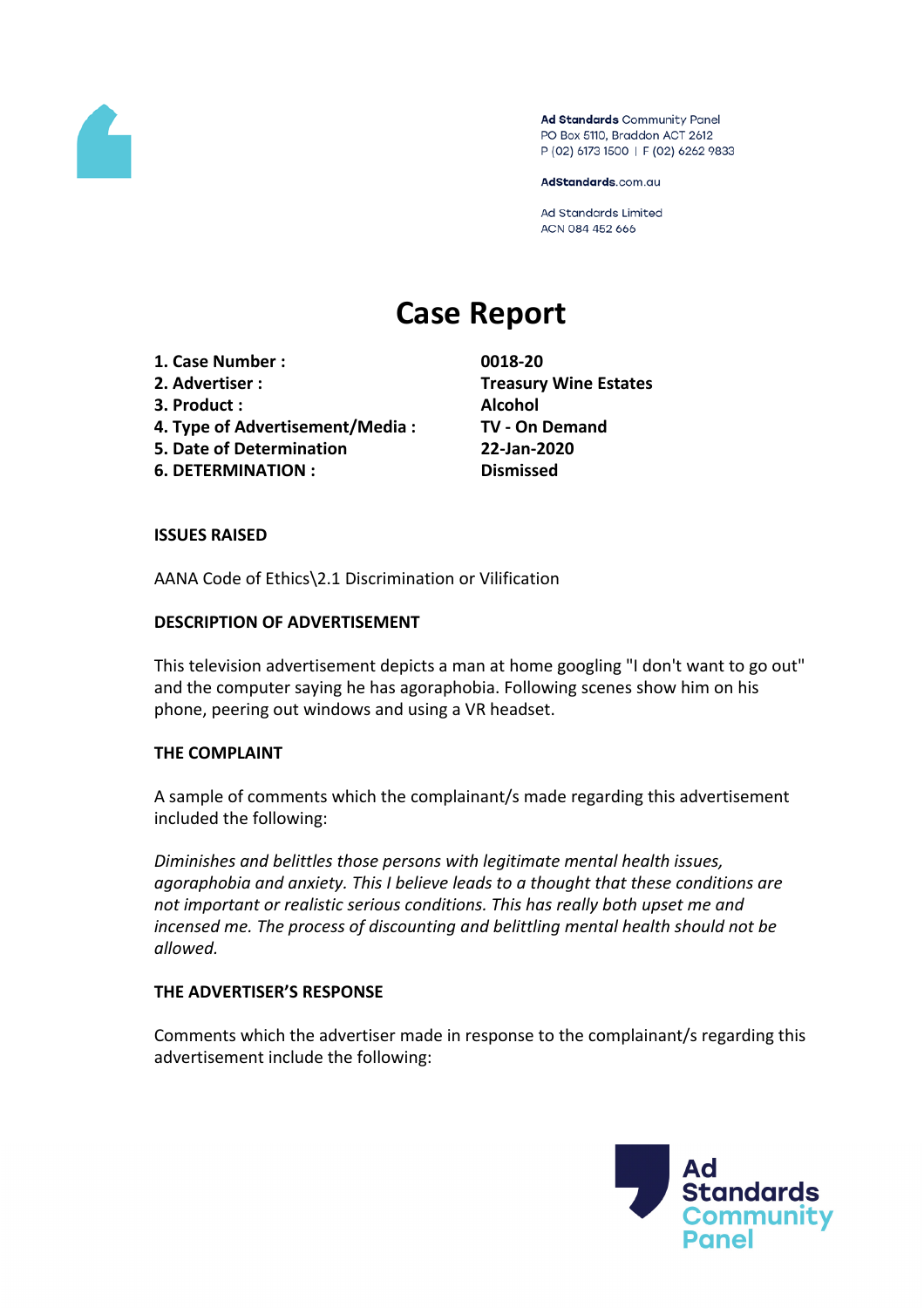Ad Standards Community Panel
PO Box 5110, Braddon ACT 2612
P (02) 6173 1500 | F (02) 6262 9833

AdStandards.com.au

Ad Standards Limited
ACN 084 452 666

# Case Report

| | |
|---|---|
| **1. Case Number :** | **0018-20** |
| **2. Advertiser :** | **Treasury Wine Estates** |
| **3. Product :** | **Alcohol** |
| **4. Type of Advertisement/Media :** | **TV - On Demand** |
| **5. Date of Determination** | **22-Jan-2020** |
| **6. DETERMINATION :** | **Dismissed** |

**ISSUES RAISED**

AANA Code of Ethics\2.1 Discrimination or Vilification

**DESCRIPTION OF ADVERTISEMENT**

This television advertisement depicts a man at home googling "I don't want to go out" and the computer saying he has agoraphobia. Following scenes show him on his phone, peering out windows and using a VR headset.

**THE COMPLAINT**

A sample of comments which the complainant/s made regarding this advertisement included the following:

*Diminishes and belittles those persons with legitimate mental health issues, agoraphobia and anxiety. This I believe leads to a thought that these conditions are not important or realistic serious conditions. This has really both upset me and incensed me. The process of discounting and belittling mental health should not be allowed.*

**THE ADVERTISER'S RESPONSE**

Comments which the advertiser made in response to the complainant/s regarding this advertisement include the following: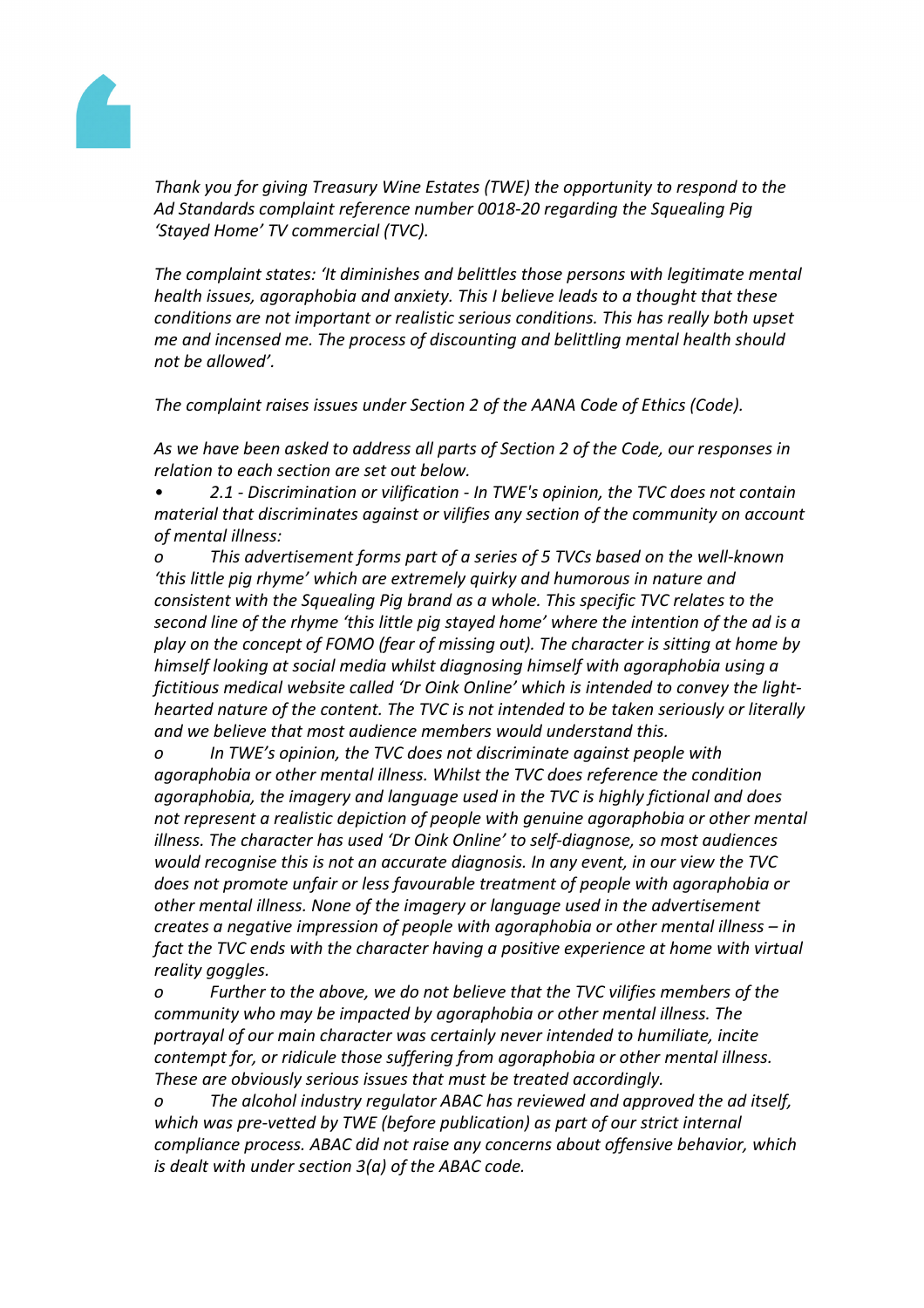*Thank you for giving Treasury Wine Estates (TWE) the opportunity to respond to the Ad Standards complaint reference number 0018-20 regarding the Squealing Pig 'Stayed Home' TV commercial (TVC).*

*The complaint states: 'It diminishes and belittles those persons with legitimate mental health issues, agoraphobia and anxiety. This I believe leads to a thought that these conditions are not important or realistic serious conditions. This has really both upset me and incensed me. The process of discounting and belittling mental health should not be allowed'.*

*The complaint raises issues under Section 2 of the AANA Code of Ethics (Code).*

*As we have been asked to address all parts of Section 2 of the Code, our responses in relation to each section are set out below.*

- *2.1 - Discrimination or vilification - In TWE's opinion, the TVC does not contain material that discriminates against or vilifies any section of the community on account of mental illness:*
  - *This advertisement forms part of a series of 5 TVCs based on the well-known 'this little pig rhyme' which are extremely quirky and humorous in nature and consistent with the Squealing Pig brand as a whole. This specific TVC relates to the second line of the rhyme 'this little pig stayed home' where the intention of the ad is a play on the concept of FOMO (fear of missing out). The character is sitting at home by himself looking at social media whilst diagnosing himself with agoraphobia using a fictitious medical website called 'Dr Oink Online' which is intended to convey the light-hearted nature of the content. The TVC is not intended to be taken seriously or literally and we believe that most audience members would understand this.*
  - *In TWE's opinion, the TVC does not discriminate against people with agoraphobia or other mental illness. Whilst the TVC does reference the condition agoraphobia, the imagery and language used in the TVC is highly fictional and does not represent a realistic depiction of people with genuine agoraphobia or other mental illness. The character has used 'Dr Oink Online' to self-diagnose, so most audiences would recognise this is not an accurate diagnosis. In any event, in our view the TVC does not promote unfair or less favourable treatment of people with agoraphobia or other mental illness. None of the imagery or language used in the advertisement creates a negative impression of people with agoraphobia or other mental illness – in fact the TVC ends with the character having a positive experience at home with virtual reality goggles.*
  - *Further to the above, we do not believe that the TVC vilifies members of the community who may be impacted by agoraphobia or other mental illness. The portrayal of our main character was certainly never intended to humiliate, incite contempt for, or ridicule those suffering from agoraphobia or other mental illness. These are obviously serious issues that must be treated accordingly.*
  - *The alcohol industry regulator ABAC has reviewed and approved the ad itself, which was pre-vetted by TWE (before publication) as part of our strict internal compliance process. ABAC did not raise any concerns about offensive behavior, which is dealt with under section 3(a) of the ABAC code.*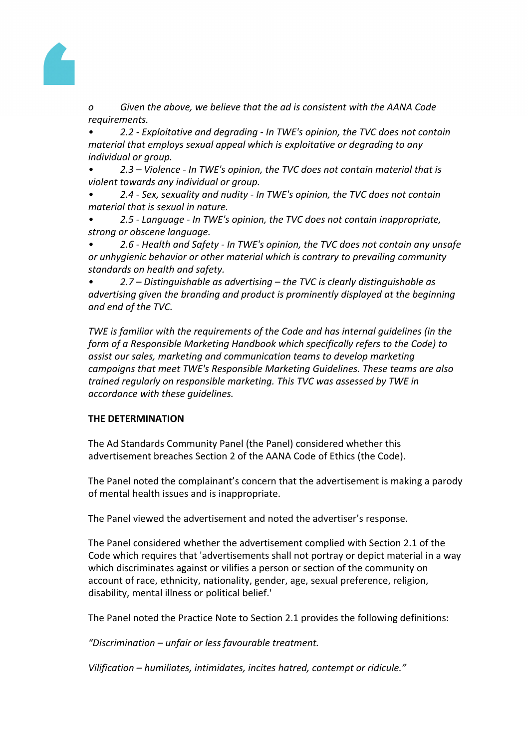*o Given the above, we believe that the ad is consistent with the AANA Code requirements.*

- *2.2 - Exploitative and degrading - In TWE's opinion, the TVC does not contain material that employs sexual appeal which is exploitative or degrading to any individual or group.*
- *2.3 – Violence - In TWE's opinion, the TVC does not contain material that is violent towards any individual or group.*
- *2.4 - Sex, sexuality and nudity - In TWE's opinion, the TVC does not contain material that is sexual in nature.*
- *2.5 - Language - In TWE's opinion, the TVC does not contain inappropriate, strong or obscene language.*
- *2.6 - Health and Safety - In TWE's opinion, the TVC does not contain any unsafe or unhygienic behavior or other material which is contrary to prevailing community standards on health and safety.*
- *2.7 – Distinguishable as advertising – the TVC is clearly distinguishable as advertising given the branding and product is prominently displayed at the beginning and end of the TVC.*

*TWE is familiar with the requirements of the Code and has internal guidelines (in the form of a Responsible Marketing Handbook which specifically refers to the Code) to assist our sales, marketing and communication teams to develop marketing campaigns that meet TWE's Responsible Marketing Guidelines. These teams are also trained regularly on responsible marketing. This TVC was assessed by TWE in accordance with these guidelines.*

**THE DETERMINATION**

The Ad Standards Community Panel (the Panel) considered whether this advertisement breaches Section 2 of the AANA Code of Ethics (the Code).

The Panel noted the complainant's concern that the advertisement is making a parody of mental health issues and is inappropriate.

The Panel viewed the advertisement and noted the advertiser's response.

The Panel considered whether the advertisement complied with Section 2.1 of the Code which requires that 'advertisements shall not portray or depict material in a way which discriminates against or vilifies a person or section of the community on account of race, ethnicity, nationality, gender, age, sexual preference, religion, disability, mental illness or political belief.'

The Panel noted the Practice Note to Section 2.1 provides the following definitions:

*"Discrimination – unfair or less favourable treatment.*

*Vilification – humiliates, intimidates, incites hatred, contempt or ridicule."*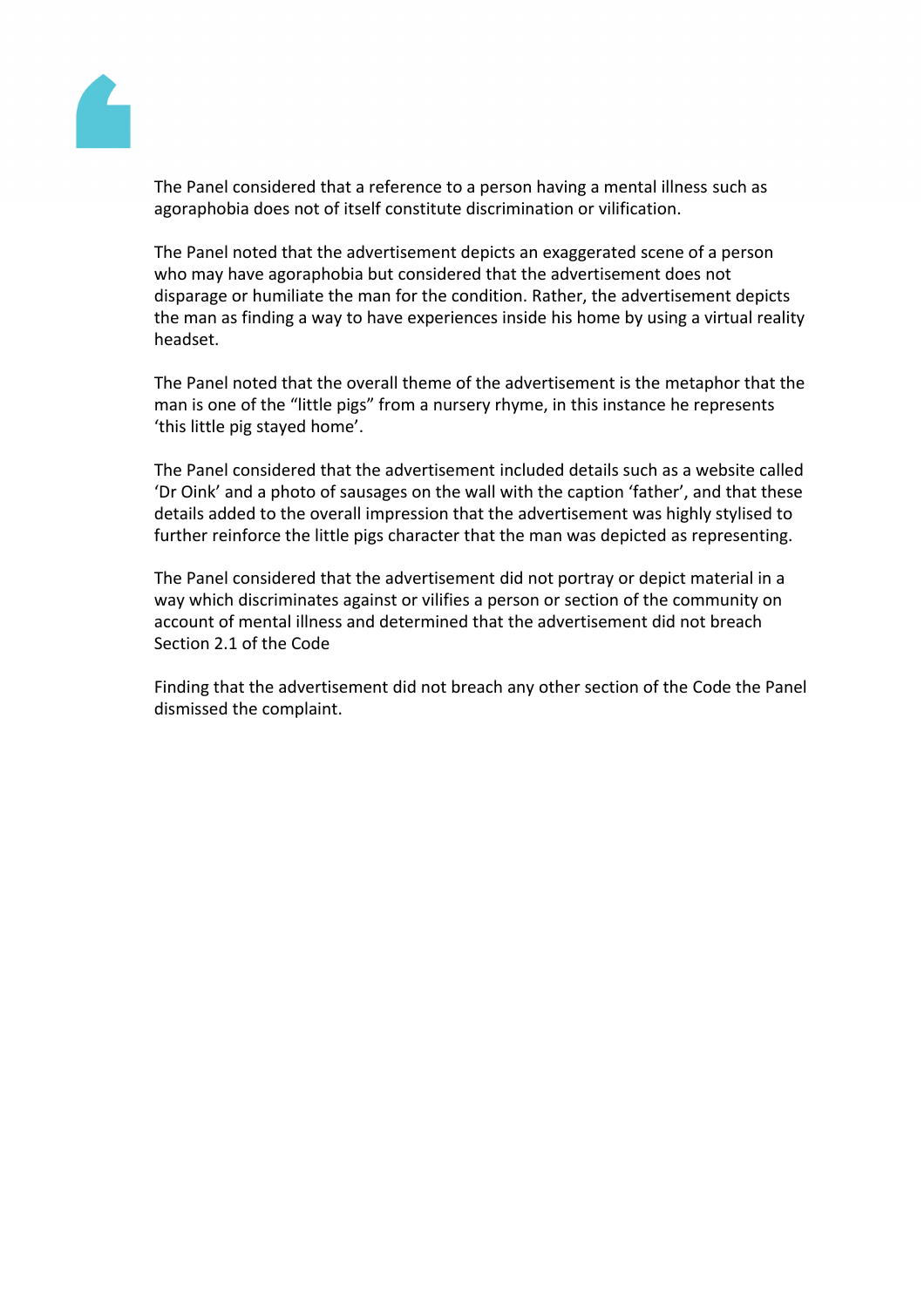The Panel considered that a reference to a person having a mental illness such as agoraphobia does not of itself constitute discrimination or vilification.

The Panel noted that the advertisement depicts an exaggerated scene of a person who may have agoraphobia but considered that the advertisement does not disparage or humiliate the man for the condition. Rather, the advertisement depicts the man as finding a way to have experiences inside his home by using a virtual reality headset.

The Panel noted that the overall theme of the advertisement is the metaphor that the man is one of the "little pigs" from a nursery rhyme, in this instance he represents 'this little pig stayed home'.

The Panel considered that the advertisement included details such as a website called 'Dr Oink' and a photo of sausages on the wall with the caption 'father', and that these details added to the overall impression that the advertisement was highly stylised to further reinforce the little pigs character that the man was depicted as representing.

The Panel considered that the advertisement did not portray or depict material in a way which discriminates against or vilifies a person or section of the community on account of mental illness and determined that the advertisement did not breach Section 2.1 of the Code

Finding that the advertisement did not breach any other section of the Code the Panel dismissed the complaint.